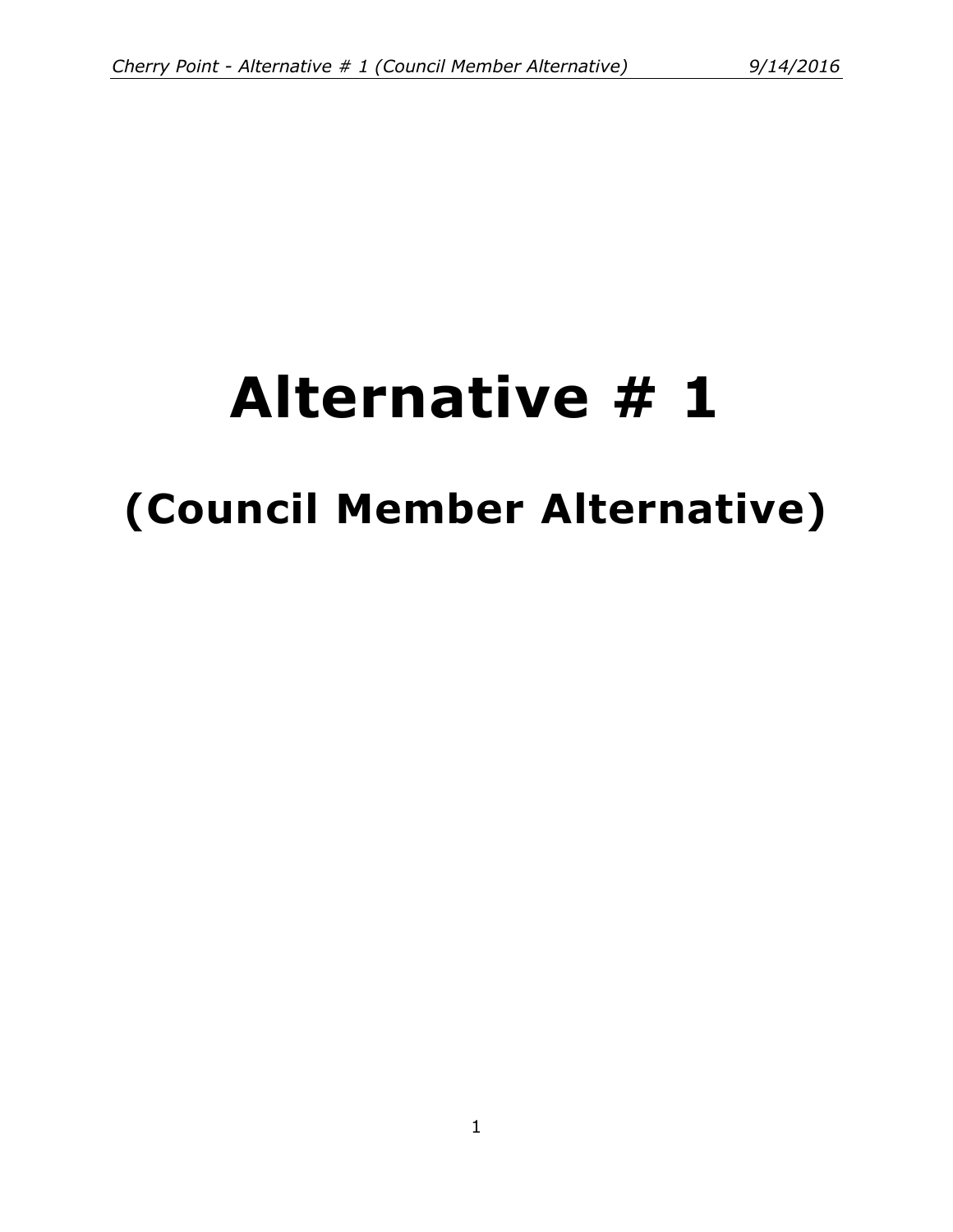# Alternative # 1

## (Council Member Alternative)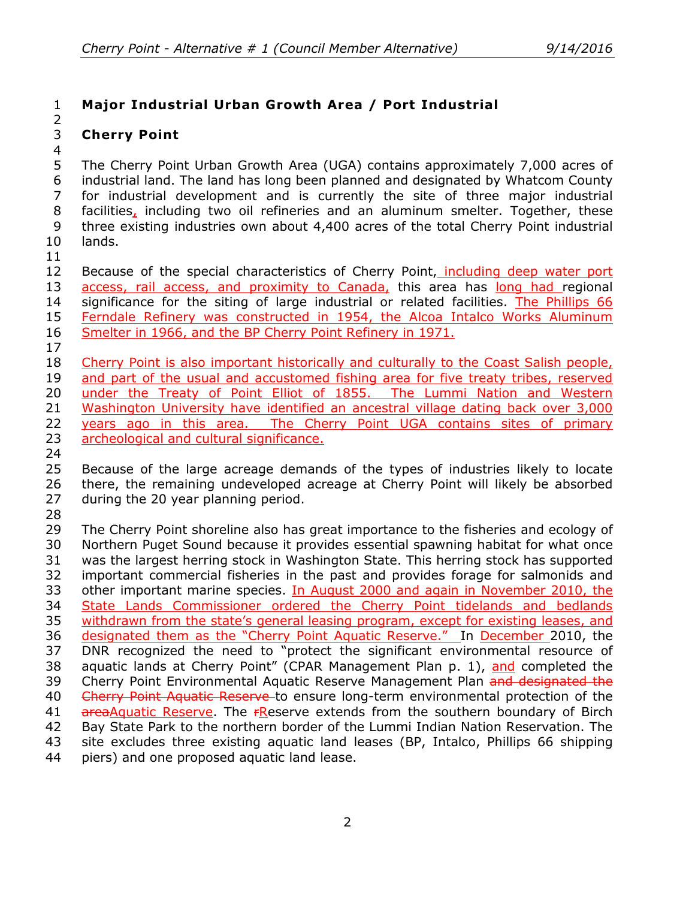**Major Industrial Urban Growth Area / Port Industrial**

**Cherry Point**

The Cherry Point Urban Growth Area (UGA) contains approximately 7,000 acres of industrial land. The land has long been planned and designated by Whatcom County for industrial development and is currently the site of three major industrial facilities, including two oil refineries and an aluminum smelter. Together, these three existing industries own about 4,400 acres of the total Cherry Point industrial lands.

Because of the special characteristics of Cherry Point, including deep water port access, rail access, and proximity to Canada, this area has long had regional significance for the siting of large industrial or related facilities. The Phillips 66 Ferndale Refinery was constructed in 1954, the Alcoa Intalco Works Aluminum Smelter in 1966, and the BP Cherry Point Refinery in 1971.

Cherry Point is also important historically and culturally to the Coast Salish people, and part of the usual and accustomed fishing area for five treaty tribes, reserved under the Treaty of Point Elliot of 1855. The Lummi Nation and Western Washington University have identified an ancestral village dating back over 3,000 years ago in this area. The Cherry Point UGA contains sites of primary archeological and cultural significance.

Because of the large acreage demands of the types of industries likely to locate there, the remaining undeveloped acreage at Cherry Point will likely be absorbed during the 20 year planning period.

The Cherry Point shoreline also has great importance to the fisheries and ecology of Northern Puget Sound because it provides essential spawning habitat for what once was the largest herring stock in Washington State. This herring stock has supported important commercial fisheries in the past and provides forage for salmonids and other important marine species. In August 2000 and again in November 2010, the State Lands Commissioner ordered the Cherry Point tidelands and bedlands withdrawn from the state's general leasing program, except for existing leases, and designated them as the "Cherry Point Aquatic Reserve." In December 2010, the DNR recognized the need to "protect the significant environmental resource of aquatic lands at Cherry Point" (CPAR Management Plan p. 1), and completed the Cherry Point Environmental Aquatic Reserve Management Plan ~~and designated the Cherry Point Aquatic Reserve~~ to ensure long-term environmental protection of the ~~area~~Aquatic Reserve. The ~~r~~Reserve extends from the southern boundary of Birch Bay State Park to the northern border of the Lummi Indian Nation Reservation. The site excludes three existing aquatic land leases (BP, Intalco, Phillips 66 shipping piers) and one proposed aquatic land lease.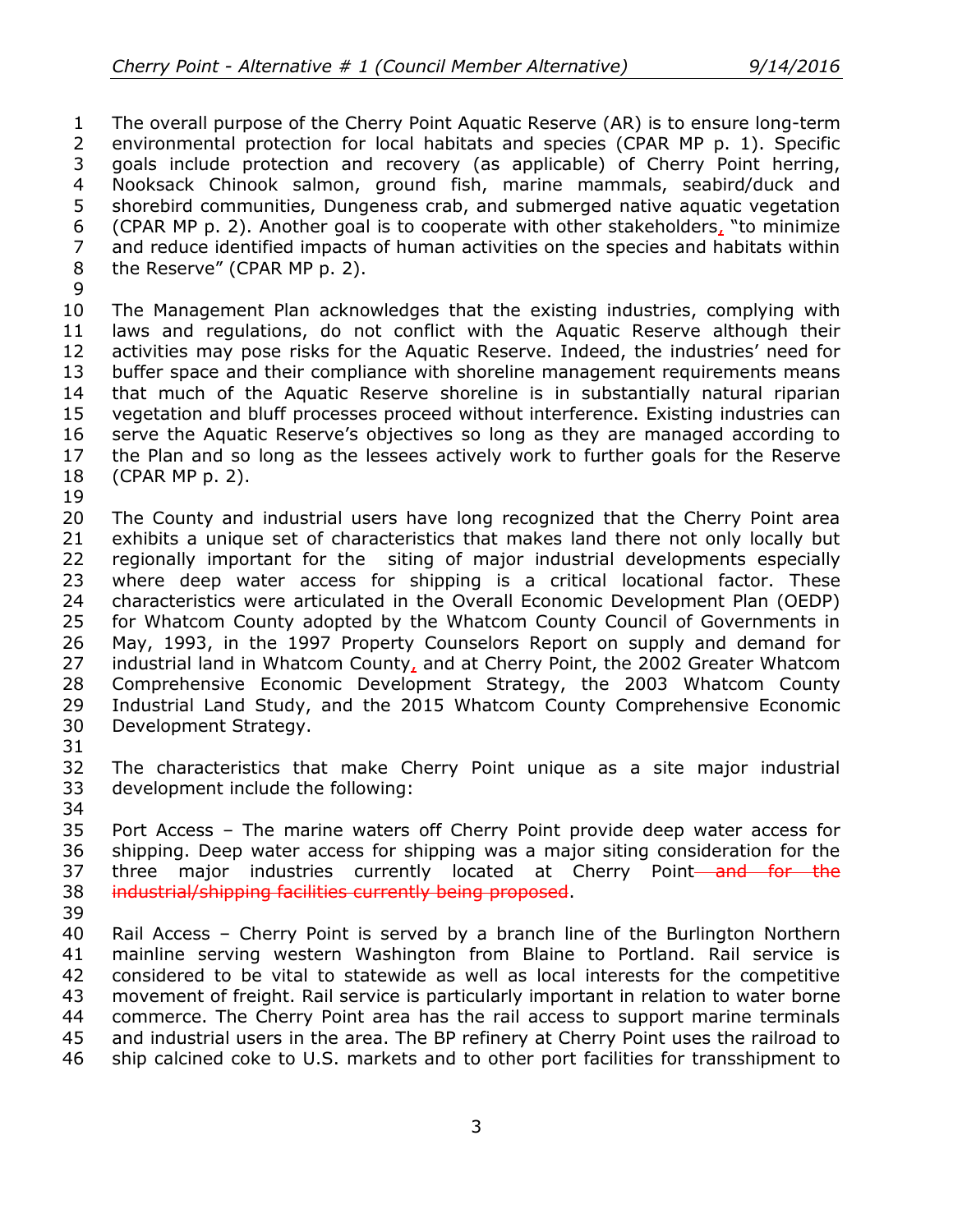The overall purpose of the Cherry Point Aquatic Reserve (AR) is to ensure long-term environmental protection for local habitats and species (CPAR MP p. 1). Specific goals include protection and recovery (as applicable) of Cherry Point herring, Nooksack Chinook salmon, ground fish, marine mammals, seabird/duck and shorebird communities, Dungeness crab, and submerged native aquatic vegetation (CPAR MP p. 2). Another goal is to cooperate with other stakeholders, "to minimize and reduce identified impacts of human activities on the species and habitats within the Reserve" (CPAR MP p. 2).

The Management Plan acknowledges that the existing industries, complying with laws and regulations, do not conflict with the Aquatic Reserve although their activities may pose risks for the Aquatic Reserve. Indeed, the industries' need for buffer space and their compliance with shoreline management requirements means that much of the Aquatic Reserve shoreline is in substantially natural riparian vegetation and bluff processes proceed without interference. Existing industries can serve the Aquatic Reserve's objectives so long as they are managed according to the Plan and so long as the lessees actively work to further goals for the Reserve (CPAR MP p. 2).

The County and industrial users have long recognized that the Cherry Point area exhibits a unique set of characteristics that makes land there not only locally but regionally important for the siting of major industrial developments especially where deep water access for shipping is a critical locational factor. These characteristics were articulated in the Overall Economic Development Plan (OEDP) for Whatcom County adopted by the Whatcom County Council of Governments in May, 1993, in the 1997 Property Counselors Report on supply and demand for industrial land in Whatcom County, and at Cherry Point, the 2002 Greater Whatcom Comprehensive Economic Development Strategy, the 2003 Whatcom County Industrial Land Study, and the 2015 Whatcom County Comprehensive Economic Development Strategy.

The characteristics that make Cherry Point unique as a site major industrial development include the following:

Port Access – The marine waters off Cherry Point provide deep water access for shipping. Deep water access for shipping was a major siting consideration for the three major industries currently located at Cherry Point ~~and for the industrial/shipping facilities currently being proposed~~.

Rail Access – Cherry Point is served by a branch line of the Burlington Northern mainline serving western Washington from Blaine to Portland. Rail service is considered to be vital to statewide as well as local interests for the competitive movement of freight. Rail service is particularly important in relation to water borne commerce. The Cherry Point area has the rail access to support marine terminals and industrial users in the area. The BP refinery at Cherry Point uses the railroad to ship calcined coke to U.S. markets and to other port facilities for transshipment to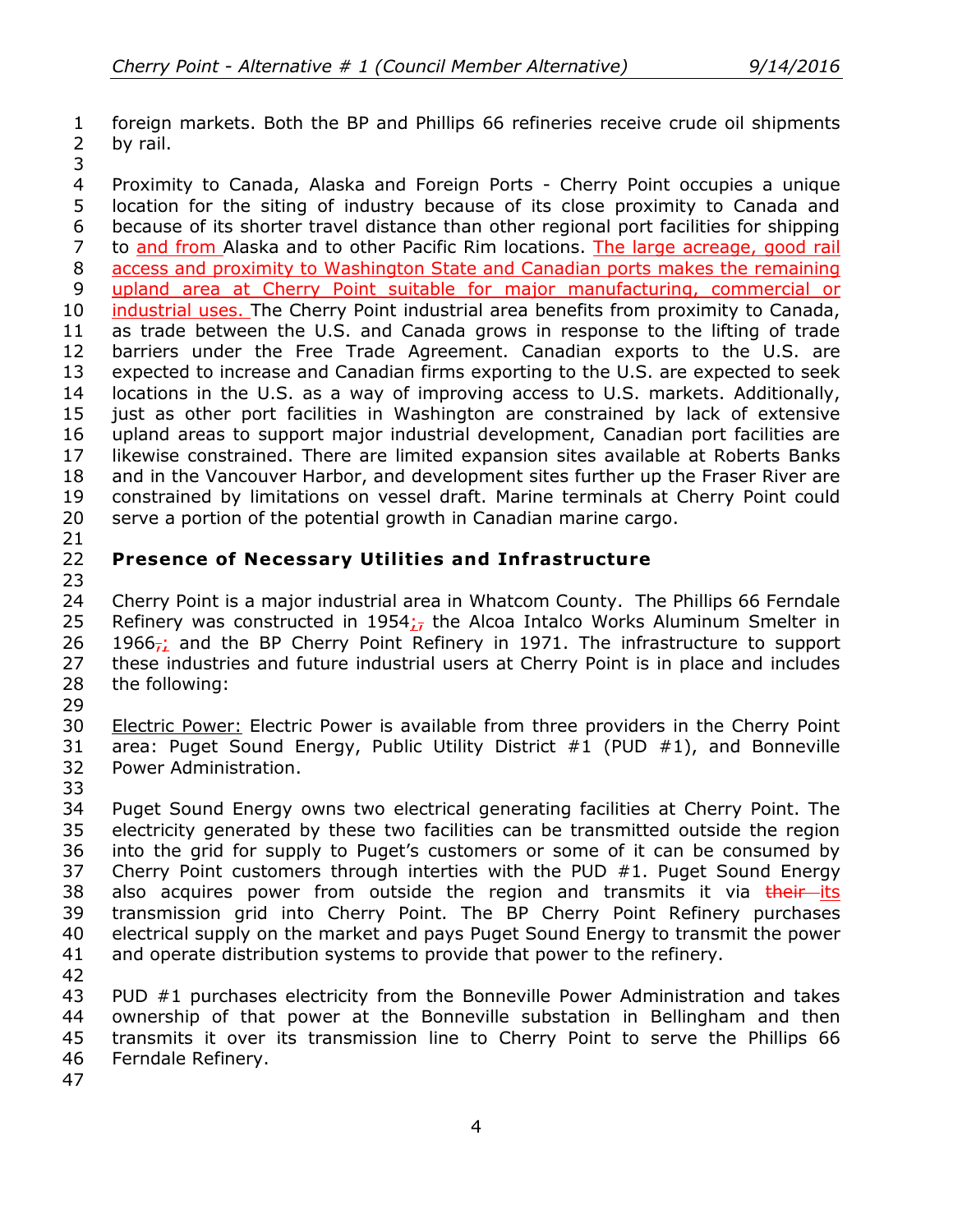foreign markets. Both the BP and Phillips 66 refineries receive crude oil shipments by rail.

Proximity to Canada, Alaska and Foreign Ports - Cherry Point occupies a unique location for the siting of industry because of its close proximity to Canada and because of its shorter travel distance than other regional port facilities for shipping to and from Alaska and to other Pacific Rim locations. The large acreage, good rail access and proximity to Washington State and Canadian ports makes the remaining upland area at Cherry Point suitable for major manufacturing, commercial or industrial uses. The Cherry Point industrial area benefits from proximity to Canada, as trade between the U.S. and Canada grows in response to the lifting of trade barriers under the Free Trade Agreement. Canadian exports to the U.S. are expected to increase and Canadian firms exporting to the U.S. are expected to seek locations in the U.S. as a way of improving access to U.S. markets. Additionally, just as other port facilities in Washington are constrained by lack of extensive upland areas to support major industrial development, Canadian port facilities are likewise constrained. There are limited expansion sites available at Roberts Banks and in the Vancouver Harbor, and development sites further up the Fraser River are constrained by limitations on vessel draft. Marine terminals at Cherry Point could serve a portion of the potential growth in Canadian marine cargo.

## Presence of Necessary Utilities and Infrastructure

Cherry Point is a major industrial area in Whatcom County. The Phillips 66 Ferndale Refinery was constructed in 1954; the Alcoa Intalco Works Aluminum Smelter in 1966; and the BP Cherry Point Refinery in 1971. The infrastructure to support these industries and future industrial users at Cherry Point is in place and includes the following:

Electric Power: Electric Power is available from three providers in the Cherry Point area: Puget Sound Energy, Public Utility District #1 (PUD #1), and Bonneville Power Administration.

Puget Sound Energy owns two electrical generating facilities at Cherry Point. The electricity generated by these two facilities can be transmitted outside the region into the grid for supply to Puget's customers or some of it can be consumed by Cherry Point customers through interties with the PUD #1. Puget Sound Energy also acquires power from outside the region and transmits it via ~~their~~ its transmission grid into Cherry Point. The BP Cherry Point Refinery purchases electrical supply on the market and pays Puget Sound Energy to transmit the power and operate distribution systems to provide that power to the refinery.

PUD #1 purchases electricity from the Bonneville Power Administration and takes ownership of that power at the Bonneville substation in Bellingham and then transmits it over its transmission line to Cherry Point to serve the Phillips 66 Ferndale Refinery.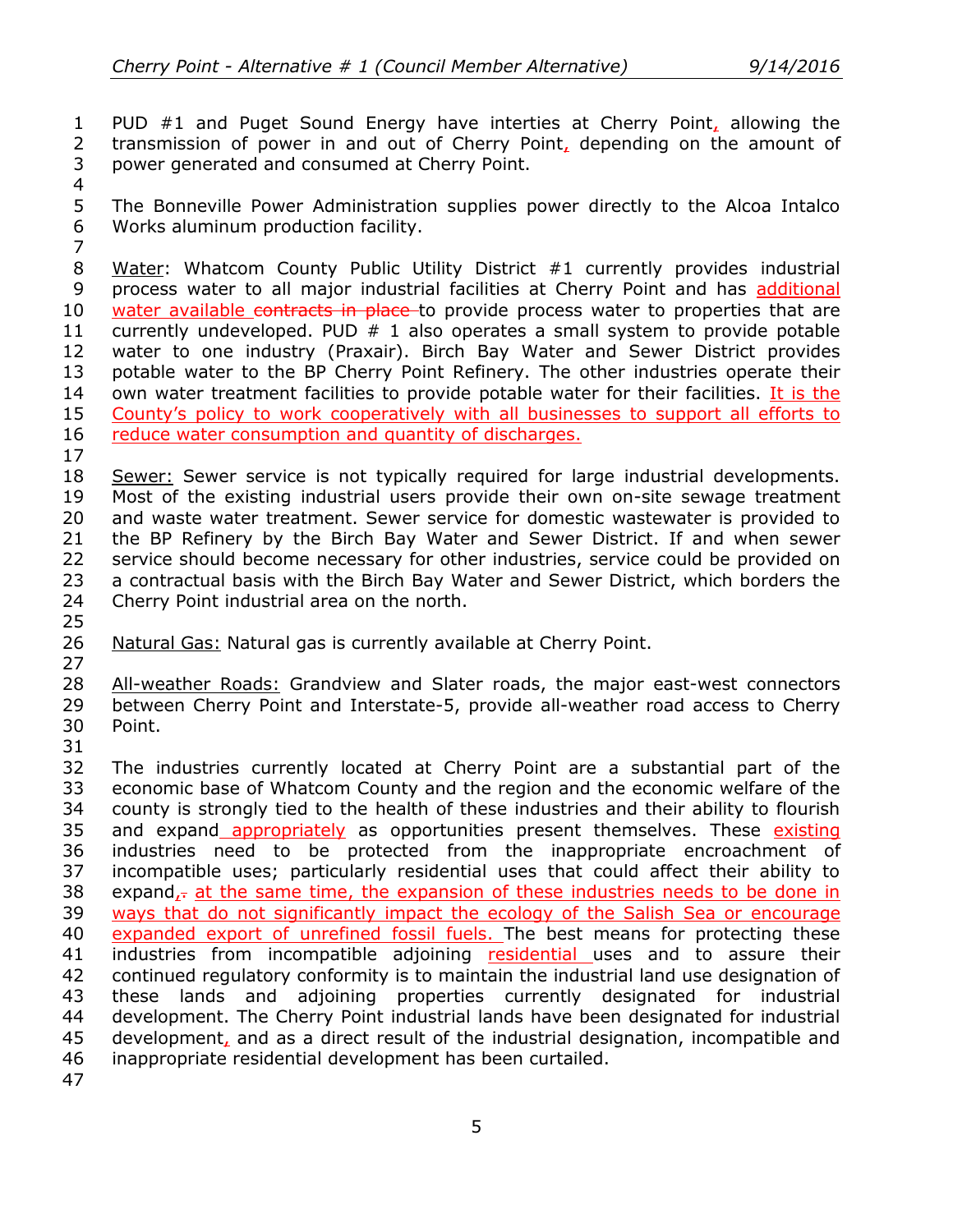PUD #1 and Puget Sound Energy have interties at Cherry Point, allowing the transmission of power in and out of Cherry Point, depending on the amount of power generated and consumed at Cherry Point.

The Bonneville Power Administration supplies power directly to the Alcoa Intalco Works aluminum production facility.

Water: Whatcom County Public Utility District #1 currently provides industrial process water to all major industrial facilities at Cherry Point and has additional water available ~~contracts in place~~ to provide process water to properties that are currently undeveloped. PUD # 1 also operates a small system to provide potable water to one industry (Praxair). Birch Bay Water and Sewer District provides potable water to the BP Cherry Point Refinery. The other industries operate their own water treatment facilities to provide potable water for their facilities. It is the County's policy to work cooperatively with all businesses to support all efforts to reduce water consumption and quantity of discharges.

Sewer: Sewer service is not typically required for large industrial developments. Most of the existing industrial users provide their own on-site sewage treatment and waste water treatment. Sewer service for domestic wastewater is provided to the BP Refinery by the Birch Bay Water and Sewer District. If and when sewer service should become necessary for other industries, service could be provided on a contractual basis with the Birch Bay Water and Sewer District, which borders the Cherry Point industrial area on the north.

Natural Gas: Natural gas is currently available at Cherry Point.

All-weather Roads: Grandview and Slater roads, the major east-west connectors between Cherry Point and Interstate-5, provide all-weather road access to Cherry Point.

The industries currently located at Cherry Point are a substantial part of the economic base of Whatcom County and the region and the economic welfare of the county is strongly tied to the health of these industries and their ability to flourish and expand appropriately as opportunities present themselves. These existing industries need to be protected from the inappropriate encroachment of incompatible uses; particularly residential uses that could affect their ability to expand, ~~.~~ at the same time, the expansion of these industries needs to be done in ways that do not significantly impact the ecology of the Salish Sea or encourage expanded export of unrefined fossil fuels. The best means for protecting these industries from incompatible adjoining residential uses and to assure their continued regulatory conformity is to maintain the industrial land use designation of these lands and adjoining properties currently designated for industrial development. The Cherry Point industrial lands have been designated for industrial development, and as a direct result of the industrial designation, incompatible and inappropriate residential development has been curtailed.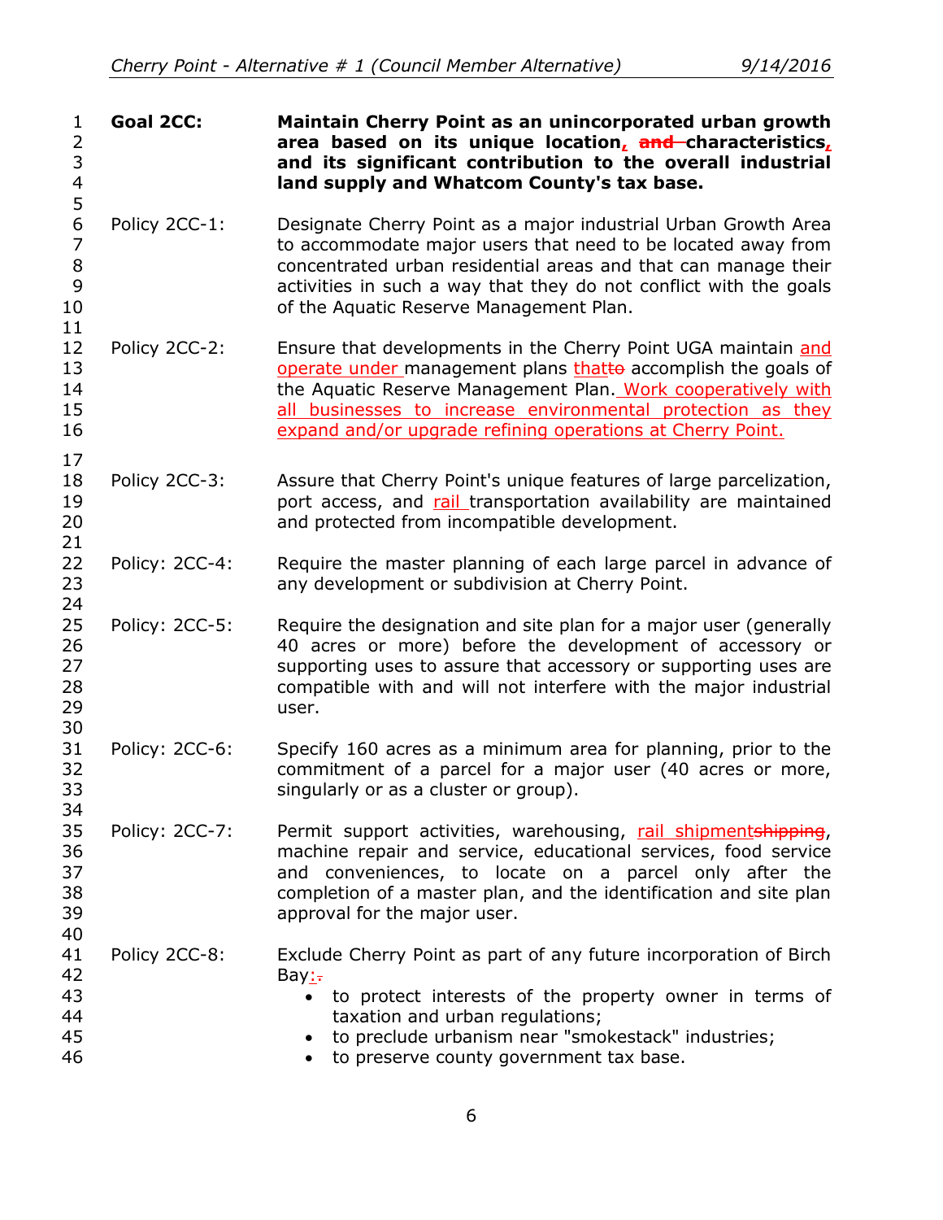**Goal 2CC:** **Maintain Cherry Point as an unincorporated urban growth area based on its unique location, ~~and~~ characteristics, and its significant contribution to the overall industrial land supply and Whatcom County's tax base.**

Policy 2CC-1: Designate Cherry Point as a major industrial Urban Growth Area to accommodate major users that need to be located away from concentrated urban residential areas and that can manage their activities in such a way that they do not conflict with the goals of the Aquatic Reserve Management Plan.

Policy 2CC-2: Ensure that developments in the Cherry Point UGA maintain <u>and operate under</u> management plans <u>that</u>~~to~~ accomplish the goals of the Aquatic Reserve Management Plan. <u>Work cooperatively with all businesses to increase environmental protection as they expand and/or upgrade refining operations at Cherry Point.</u>

Policy 2CC-3: Assure that Cherry Point's unique features of large parcelization, port access, and <u>rail</u> transportation availability are maintained and protected from incompatible development.

Policy: 2CC-4: Require the master planning of each large parcel in advance of any development or subdivision at Cherry Point.

Policy: 2CC-5: Require the designation and site plan for a major user (generally 40 acres or more) before the development of accessory or supporting uses to assure that accessory or supporting uses are compatible with and will not interfere with the major industrial user.

Policy: 2CC-6: Specify 160 acres as a minimum area for planning, prior to the commitment of a parcel for a major user (40 acres or more, singularly or as a cluster or group).

Policy: 2CC-7: Permit support activities, warehousing, <u>rail shipment</u>~~shipping~~, machine repair and service, educational services, food service and conveniences, to locate on a parcel only after the completion of a master plan, and the identification and site plan approval for the major user.

Policy 2CC-8: Exclude Cherry Point as part of any future incorporation of Birch Bay<u>:</u>~~.~~

- to protect interests of the property owner in terms of taxation and urban regulations;
- to preclude urbanism near "smokestack" industries;
- to preserve county government tax base.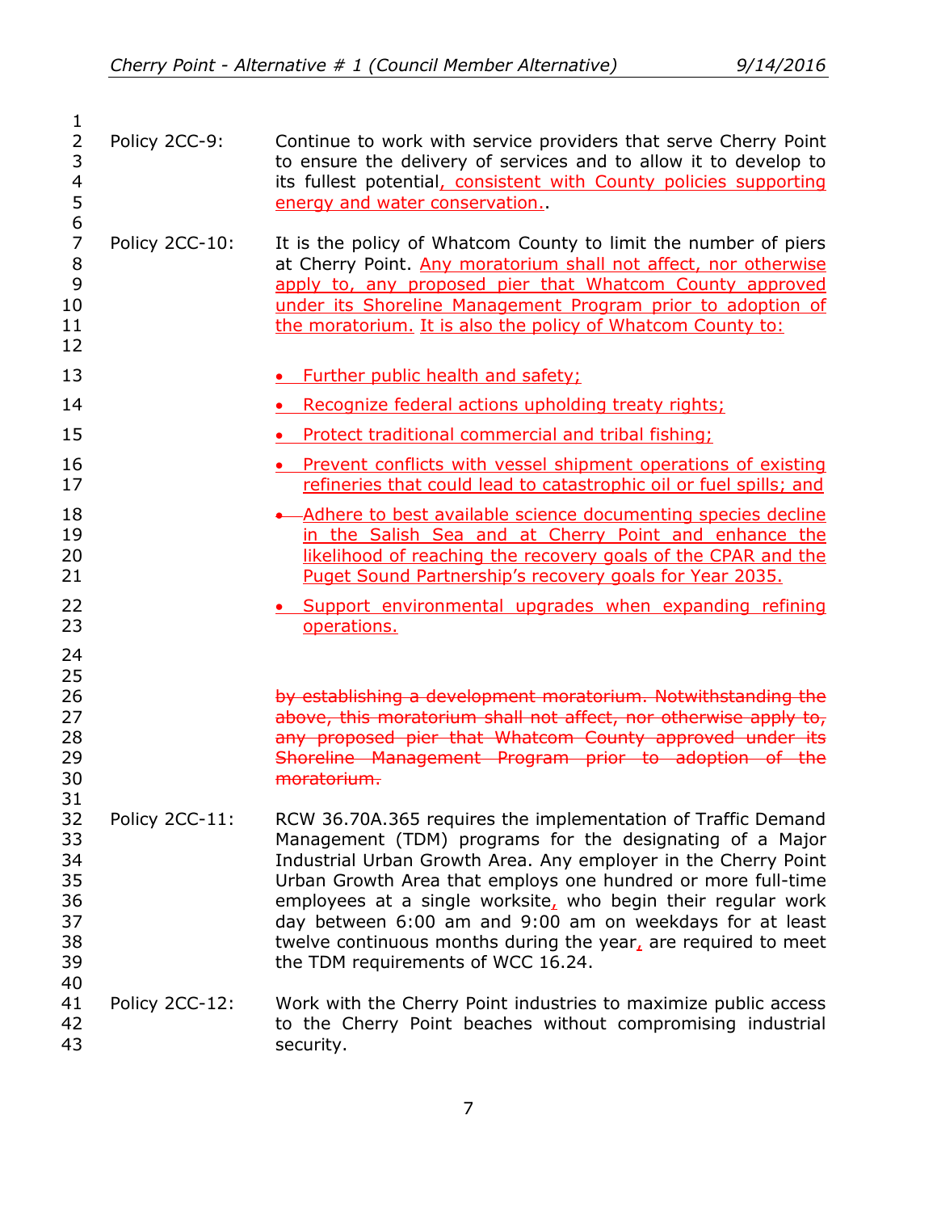Policy 2CC-9: Continue to work with service providers that serve Cherry Point to ensure the delivery of services and to allow it to develop to its fullest potential, consistent with County policies supporting energy and water conservation..

Policy 2CC-10: It is the policy of Whatcom County to limit the number of piers at Cherry Point. Any moratorium shall not affect, nor otherwise apply to, any proposed pier that Whatcom County approved under its Shoreline Management Program prior to adoption of the moratorium. It is also the policy of Whatcom County to:

- Further public health and safety;
- Recognize federal actions upholding treaty rights;
- Protect traditional commercial and tribal fishing;
- Prevent conflicts with vessel shipment operations of existing refineries that could lead to catastrophic oil or fuel spills; and
- Adhere to best available science documenting species decline in the Salish Sea and at Cherry Point and enhance the likelihood of reaching the recovery goals of the CPAR and the Puget Sound Partnership's recovery goals for Year 2035.
- Support environmental upgrades when expanding refining operations.

~~by establishing a development moratorium. Notwithstanding the above, this moratorium shall not affect, nor otherwise apply to, any proposed pier that Whatcom County approved under its Shoreline Management Program prior to adoption of the moratorium.~~

Policy 2CC-11: RCW 36.70A.365 requires the implementation of Traffic Demand Management (TDM) programs for the designating of a Major Industrial Urban Growth Area. Any employer in the Cherry Point Urban Growth Area that employs one hundred or more full-time employees at a single worksite, who begin their regular work day between 6:00 am and 9:00 am on weekdays for at least twelve continuous months during the year, are required to meet the TDM requirements of WCC 16.24.

Policy 2CC-12: Work with the Cherry Point industries to maximize public access to the Cherry Point beaches without compromising industrial security.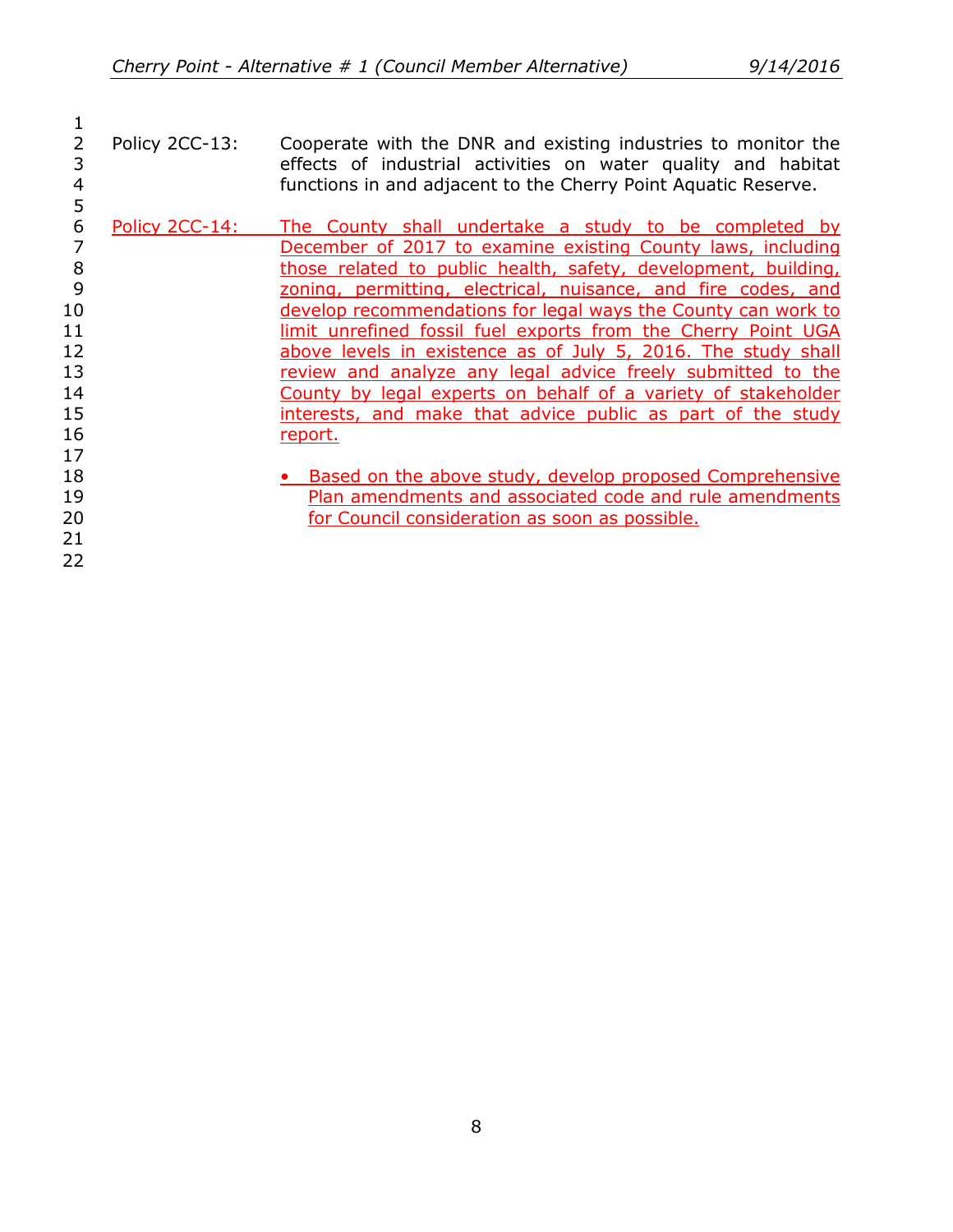Policy 2CC-13: Cooperate with the DNR and existing industries to monitor the effects of industrial activities on water quality and habitat functions in and adjacent to the Cherry Point Aquatic Reserve.

Policy 2CC-14: The County shall undertake a study to be completed by December of 2017 to examine existing County laws, including those related to public health, safety, development, building, zoning, permitting, electrical, nuisance, and fire codes, and develop recommendations for legal ways the County can work to limit unrefined fossil fuel exports from the Cherry Point UGA above levels in existence as of July 5, 2016. The study shall review and analyze any legal advice freely submitted to the County by legal experts on behalf of a variety of stakeholder interests, and make that advice public as part of the study report.

- Based on the above study, develop proposed Comprehensive Plan amendments and associated code and rule amendments for Council consideration as soon as possible.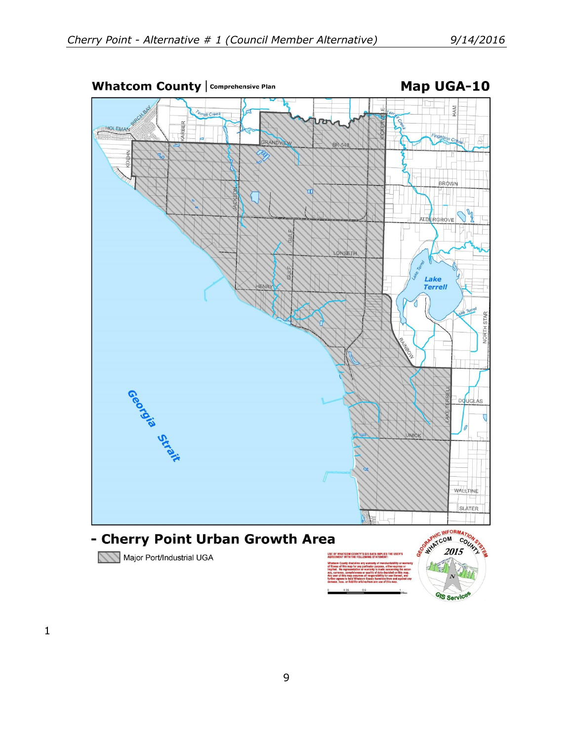**Whatcom County** | Comprehensive Plan

**Map UGA-10**

Terrell Creek

HOLEMAN

BIRCH BAY

KARBER

KOEHN

KICKERVILLE

HAM

Terrell Creek

Fingalson Creek

GRANDVIEW

SR-548

BROWN

JACKSON

ALDERGROVE

GULF

LONSETH

Lake Terrell

Lake Terrell

HENRY

GULF

Lake Terrell

NORTH STAR

RAINBOW

Georgia Strait

DOUGLAS

LAKE TERRELL

UNICK

WALLTINE

SLATER

## - Cherry Point Urban Growth Area

Major Port/Industrial UGA

USE OF WHATCOM COUNTY'S GIS DATA IMPLIES THE USER'S AGREEMENT WITH THE FOLLOWING STATEMENT:

Whatcom County disclaims any warranty of merchantability or warranty of fitness of this map for any particular purpose, either express or implied. No representation or warranty is made concerning the accuracy, currency, completeness or quality of data depicted on this map. Any user of this map assumes all responsibility for use thereof, and further agrees to hold Whatcom County harmless from and against any damage, loss, or liability arising from any use of this map.

0 0.25 0.5 1 Miles

GEOGRAPHIC INFORMATION SYSTEM WHATCOM COUNTY 2015 GIS Services

1